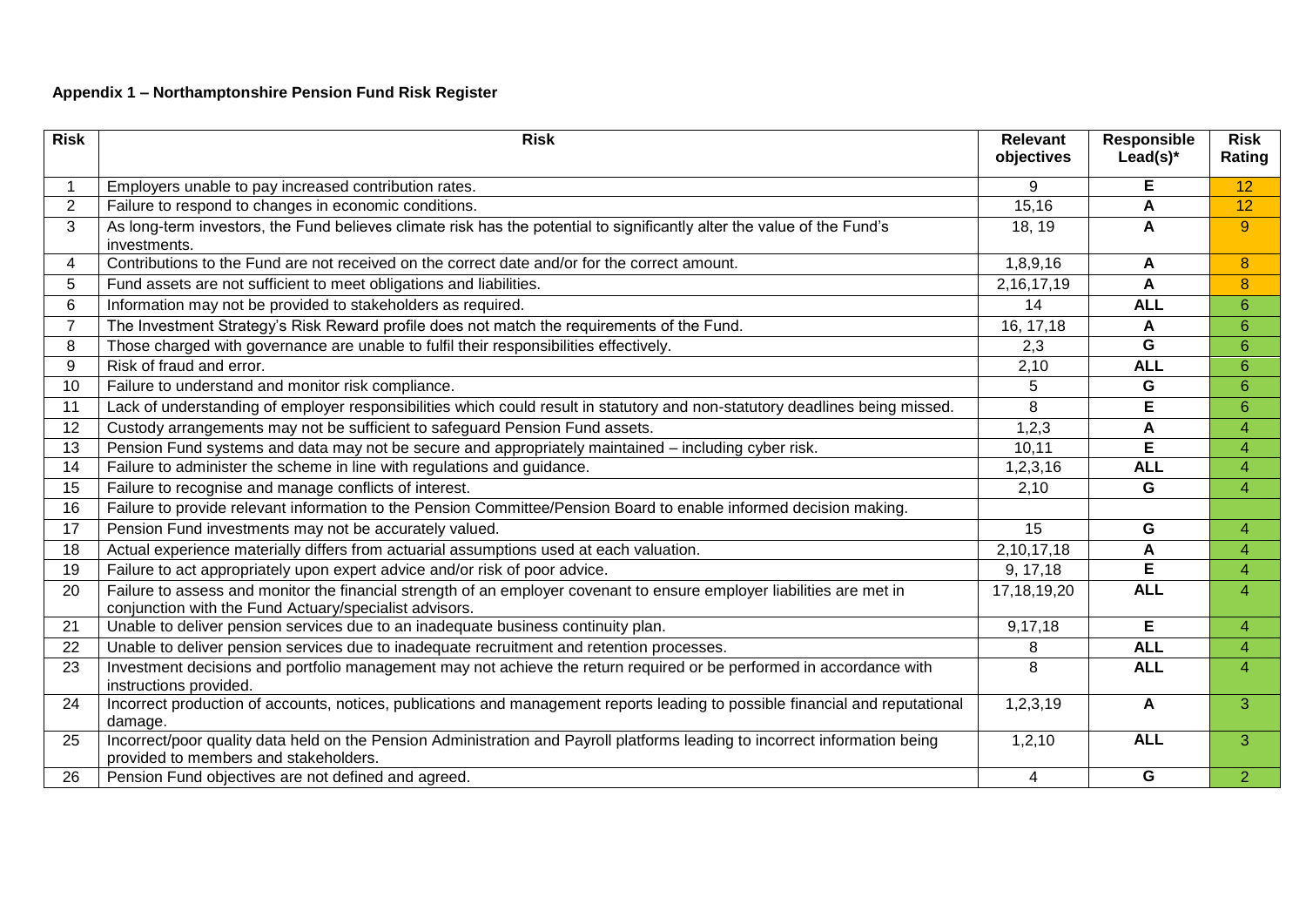**Appendix 1 – Northamptonshire Pension Fund Risk Register**

| Risk | Risk | Relevant objectives | Responsible Lead(s)* | Risk Rating |
|---|---|---|---|---|
| 1 | Employers unable to pay increased contribution rates. | 9 | E | 12 |
| 2 | Failure to respond to changes in economic conditions. | 15,16 | A | 12 |
| 3 | As long-term investors, the Fund believes climate risk has the potential to significantly alter the value of the Fund's investments. | 18, 19 | A | 9 |
| 4 | Contributions to the Fund are not received on the correct date and/or for the correct amount. | 1,8,9,16 | A | 8 |
| 5 | Fund assets are not sufficient to meet obligations and liabilities. | 2,16,17,19 | A | 8 |
| 6 | Information may not be provided to stakeholders as required. | 14 | ALL | 6 |
| 7 | The Investment Strategy's Risk Reward profile does not match the requirements of the Fund. | 16, 17,18 | A | 6 |
| 8 | Those charged with governance are unable to fulfil their responsibilities effectively. | 2,3 | G | 6 |
| 9 | Risk of fraud and error. | 2,10 | ALL | 6 |
| 10 | Failure to understand and monitor risk compliance. | 5 | G | 6 |
| 11 | Lack of understanding of employer responsibilities which could result in statutory and non-statutory deadlines being missed. | 8 | E | 6 |
| 12 | Custody arrangements may not be sufficient to safeguard Pension Fund assets. | 1,2,3 | A | 4 |
| 13 | Pension Fund systems and data may not be secure and appropriately maintained – including cyber risk. | 10,11 | E | 4 |
| 14 | Failure to administer the scheme in line with regulations and guidance. | 1,2,3,16 | ALL | 4 |
| 15 | Failure to recognise and manage conflicts of interest. | 2,10 | G | 4 |
| 16 | Failure to provide relevant information to the Pension Committee/Pension Board to enable informed decision making. | | | |
| 17 | Pension Fund investments may not be accurately valued. | 15 | G | 4 |
| 18 | Actual experience materially differs from actuarial assumptions used at each valuation. | 2,10,17,18 | A | 4 |
| 19 | Failure to act appropriately upon expert advice and/or risk of poor advice. | 9, 17,18 | E | 4 |
| 20 | Failure to assess and monitor the financial strength of an employer covenant to ensure employer liabilities are met in conjunction with the Fund Actuary/specialist advisors. | 17,18,19,20 | ALL | 4 |
| 21 | Unable to deliver pension services due to an inadequate business continuity plan. | 9,17,18 | E | 4 |
| 22 | Unable to deliver pension services due to inadequate recruitment and retention processes. | 8 | ALL | 4 |
| 23 | Investment decisions and portfolio management may not achieve the return required or be performed in accordance with instructions provided. | 8 | ALL | 4 |
| 24 | Incorrect production of accounts, notices, publications and management reports leading to possible financial and reputational damage. | 1,2,3,19 | A | 3 |
| 25 | Incorrect/poor quality data held on the Pension Administration and Payroll platforms leading to incorrect information being provided to members and stakeholders. | 1,2,10 | ALL | 3 |
| 26 | Pension Fund objectives are not defined and agreed. | 4 | G | 2 |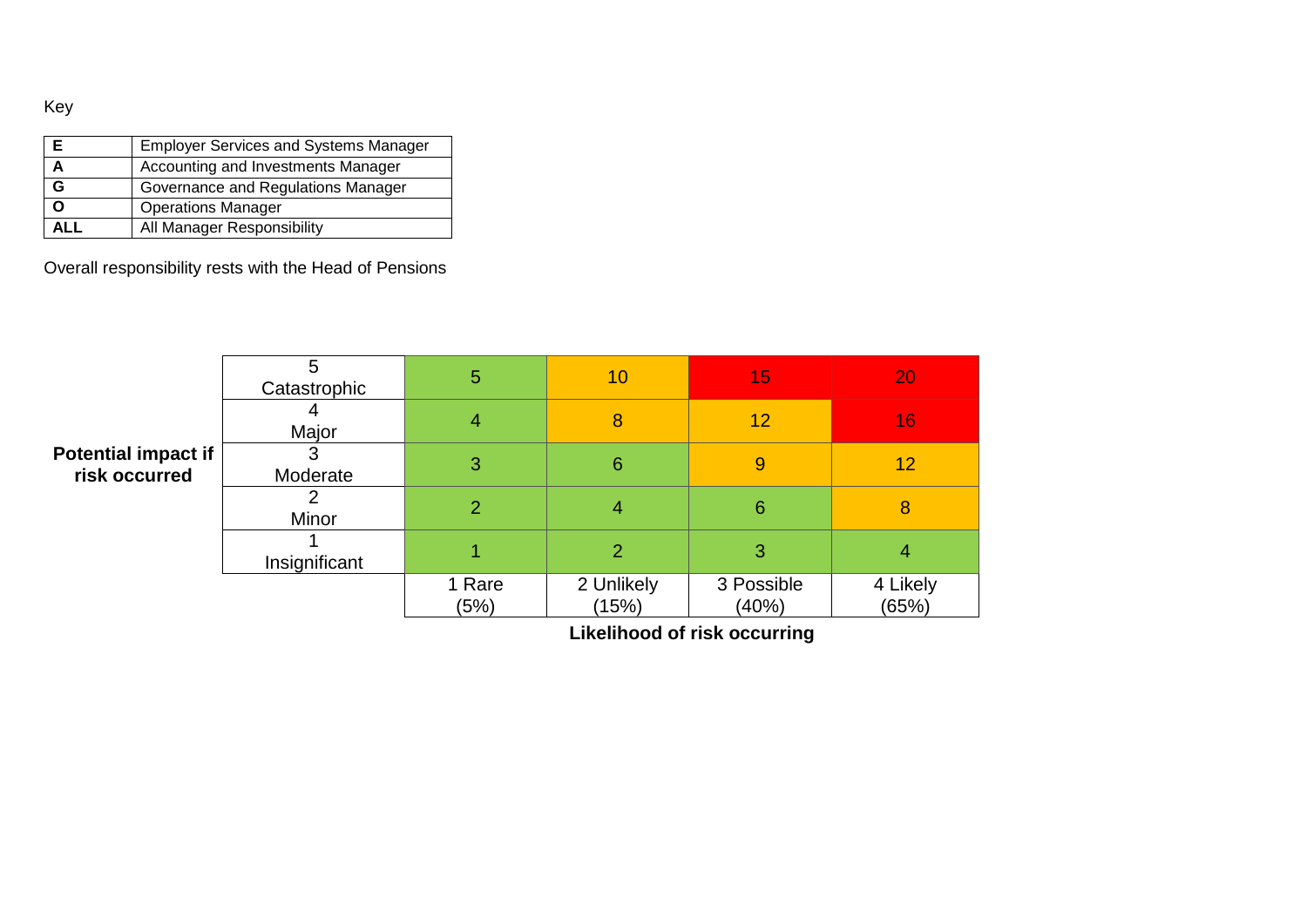Key

| | |
|---|---|
| **E** | Employer Services and Systems Manager |
| **A** | Accounting and Investments Manager |
| **G** | Governance and Regulations Manager |
| **O** | Operations Manager |
| **ALL** | All Manager Responsibility |

Overall responsibility rests with the Head of Pensions

| **Potential impact if risk occurred** | | | | | |
|---|---|---|---|---|---|
| | 5 Catastrophic | 5 | 10 | 15 | 20 |
| | 4 Major | 4 | 8 | 12 | 16 |
| | 3 Moderate | 3 | 6 | 9 | 12 |
| | 2 Minor | 2 | 4 | 6 | 8 |
| | 1 Insignificant | 1 | 2 | 3 | 4 |
| | | 1 Rare (5%) | 2 Unlikely (15%) | 3 Possible (40%) | 4 Likely (65%) |

**Likelihood of risk occurring**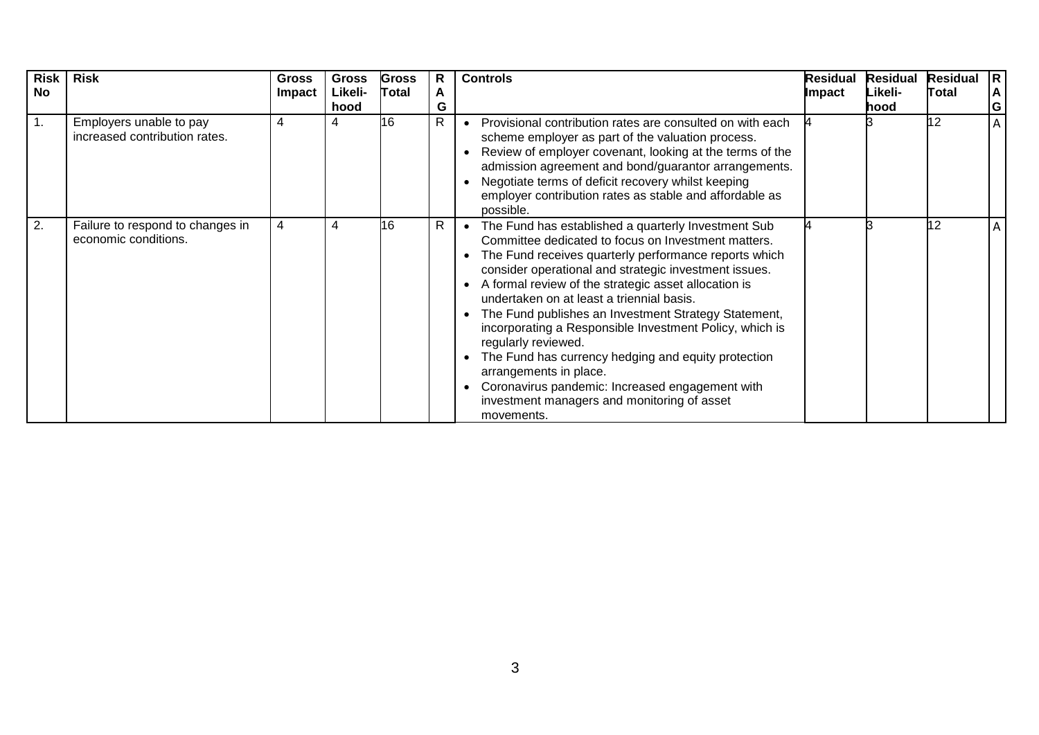| Risk No | Risk | Gross Impact | Gross Likeli-hood | Gross Total | RAG | Controls | Residual Impact | Residual Likeli-hood | Residual Total | RAG |
|---|---|---|---|---|---|---|---|---|---|---|
| 1. | Employers unable to pay increased contribution rates. | 4 | 4 | 16 | R | • Provisional contribution rates are consulted on with each scheme employer as part of the valuation process.<br>• Review of employer covenant, looking at the terms of the admission agreement and bond/guarantor arrangements.<br>• Negotiate terms of deficit recovery whilst keeping employer contribution rates as stable and affordable as possible. | 4 | 3 | 12 | A |
| 2. | Failure to respond to changes in economic conditions. | 4 | 4 | 16 | R | • The Fund has established a quarterly Investment Sub Committee dedicated to focus on Investment matters.<br>• The Fund receives quarterly performance reports which consider operational and strategic investment issues.<br>• A formal review of the strategic asset allocation is undertaken on at least a triennial basis.<br>• The Fund publishes an Investment Strategy Statement, incorporating a Responsible Investment Policy, which is regularly reviewed.<br>• The Fund has currency hedging and equity protection arrangements in place.<br>• Coronavirus pandemic: Increased engagement with investment managers and monitoring of asset movements. | 4 | 3 | 12 | A |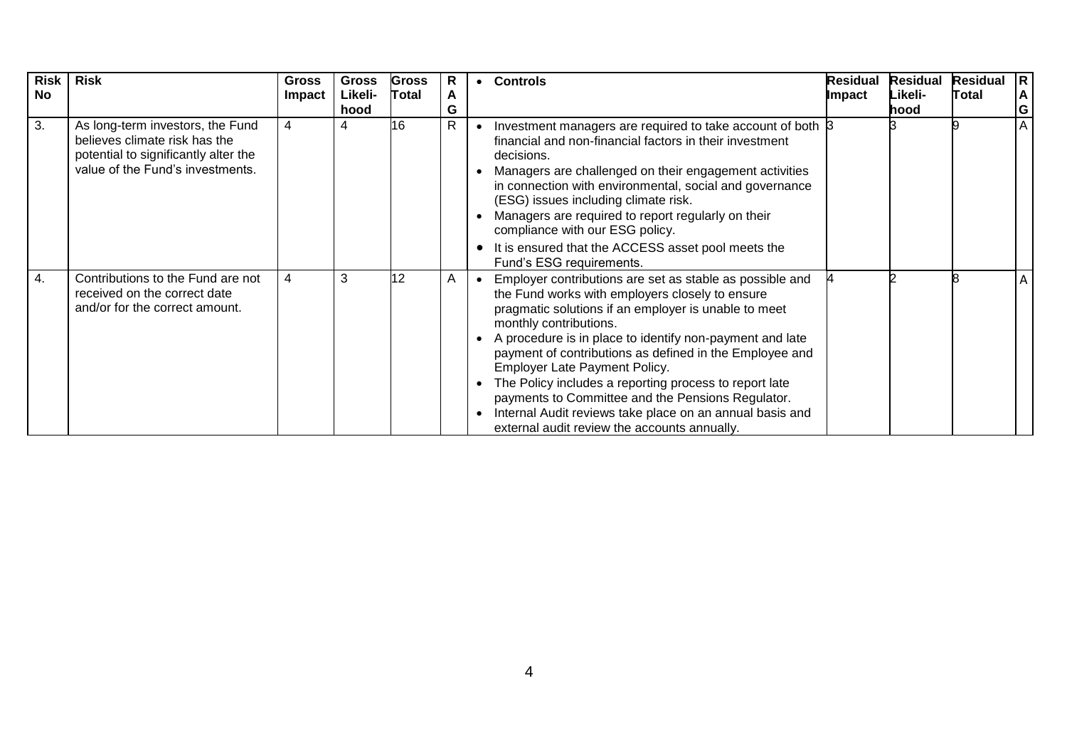| Risk No | Risk | Gross Impact | Gross Likeli-hood | Gross Total | RAG | • Controls | Residual Impact | Residual Likeli-hood | Residual Total | RAG |
|---|---|---|---|---|---|---|---|---|---|---|
| 3. | As long-term investors, the Fund believes climate risk has the potential to significantly alter the value of the Fund's investments. | 4 | 4 | 16 | R | • Investment managers are required to take account of both financial and non-financial factors in their investment decisions.<br>• Managers are challenged on their engagement activities in connection with environmental, social and governance (ESG) issues including climate risk.<br>• Managers are required to report regularly on their compliance with our ESG policy.<br>• It is ensured that the ACCESS asset pool meets the Fund's ESG requirements. | 3 | 3 | 9 | A |
| 4. | Contributions to the Fund are not received on the correct date and/or for the correct amount. | 4 | 3 | 12 | A | • Employer contributions are set as stable as possible and the Fund works with employers closely to ensure pragmatic solutions if an employer is unable to meet monthly contributions.<br>• A procedure is in place to identify non-payment and late payment of contributions as defined in the Employee and Employer Late Payment Policy.<br>• The Policy includes a reporting process to report late payments to Committee and the Pensions Regulator.<br>• Internal Audit reviews take place on an annual basis and external audit review the accounts annually. | 4 | 2 | 8 | A |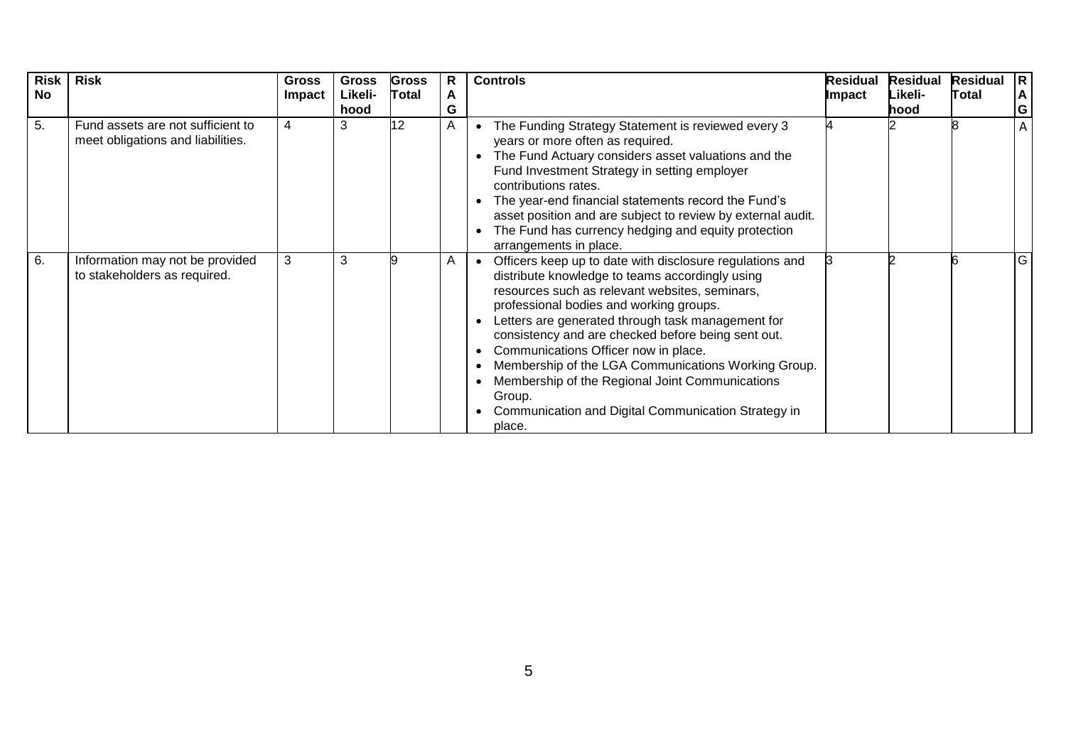| Risk No | Risk | Gross Impact | Gross Likeli-hood | Gross Total | RAG | Controls | Residual Impact | Residual Likeli-hood | Residual Total | RAG |
|---|---|---|---|---|---|---|---|---|---|---|
| 5. | Fund assets are not sufficient to meet obligations and liabilities. | 4 | 3 | 12 | A | • The Funding Strategy Statement is reviewed every 3 years or more often as required.<br>• The Fund Actuary considers asset valuations and the Fund Investment Strategy in setting employer contributions rates.<br>• The year-end financial statements record the Fund's asset position and are subject to review by external audit.<br>• The Fund has currency hedging and equity protection arrangements in place. | 4 | 2 | 8 | A |
| 6. | Information may not be provided to stakeholders as required. | 3 | 3 | 9 | A | • Officers keep up to date with disclosure regulations and distribute knowledge to teams accordingly using resources such as relevant websites, seminars, professional bodies and working groups.<br>• Letters are generated through task management for consistency and are checked before being sent out.<br>• Communications Officer now in place.<br>• Membership of the LGA Communications Working Group.<br>• Membership of the Regional Joint Communications Group.<br>• Communication and Digital Communication Strategy in place. | 3 | 2 | 6 | G |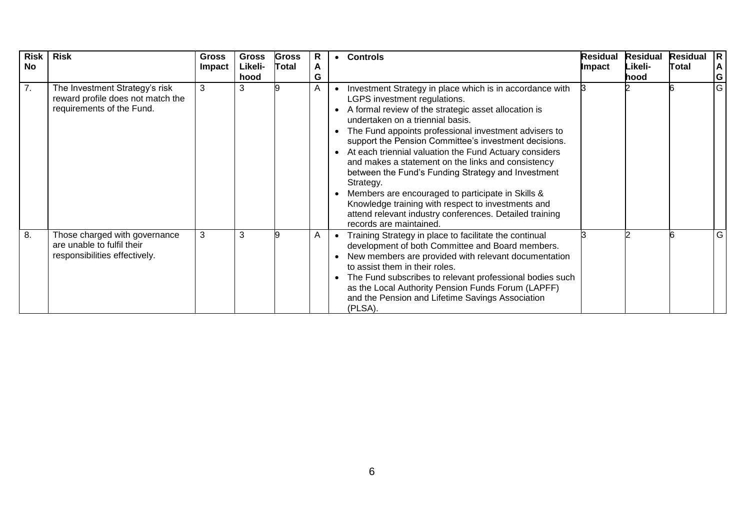| Risk No | Risk | Gross Impact | Gross Likeli-hood | Gross Total | RAG | Controls | Residual Impact | Residual Likeli-hood | Residual Total | RAG |
|---|---|---|---|---|---|---|---|---|---|---|
| 7. | The Investment Strategy's risk reward profile does not match the requirements of the Fund. | 3 | 3 | 9 | A | • Investment Strategy in place which is in accordance with LGPS investment regulations.<br>• A formal review of the strategic asset allocation is undertaken on a triennial basis.<br>• The Fund appoints professional investment advisers to support the Pension Committee's investment decisions.<br>• At each triennial valuation the Fund Actuary considers and makes a statement on the links and consistency between the Fund's Funding Strategy and Investment Strategy.<br>• Members are encouraged to participate in Skills & Knowledge training with respect to investments and attend relevant industry conferences. Detailed training records are maintained. | 3 | 2 | 6 | G |
| 8. | Those charged with governance are unable to fulfil their responsibilities effectively. | 3 | 3 | 9 | A | • Training Strategy in place to facilitate the continual development of both Committee and Board members.<br>• New members are provided with relevant documentation to assist them in their roles.<br>• The Fund subscribes to relevant professional bodies such as the Local Authority Pension Funds Forum (LAPFF) and the Pension and Lifetime Savings Association (PLSA). | 3 | 2 | 6 | G |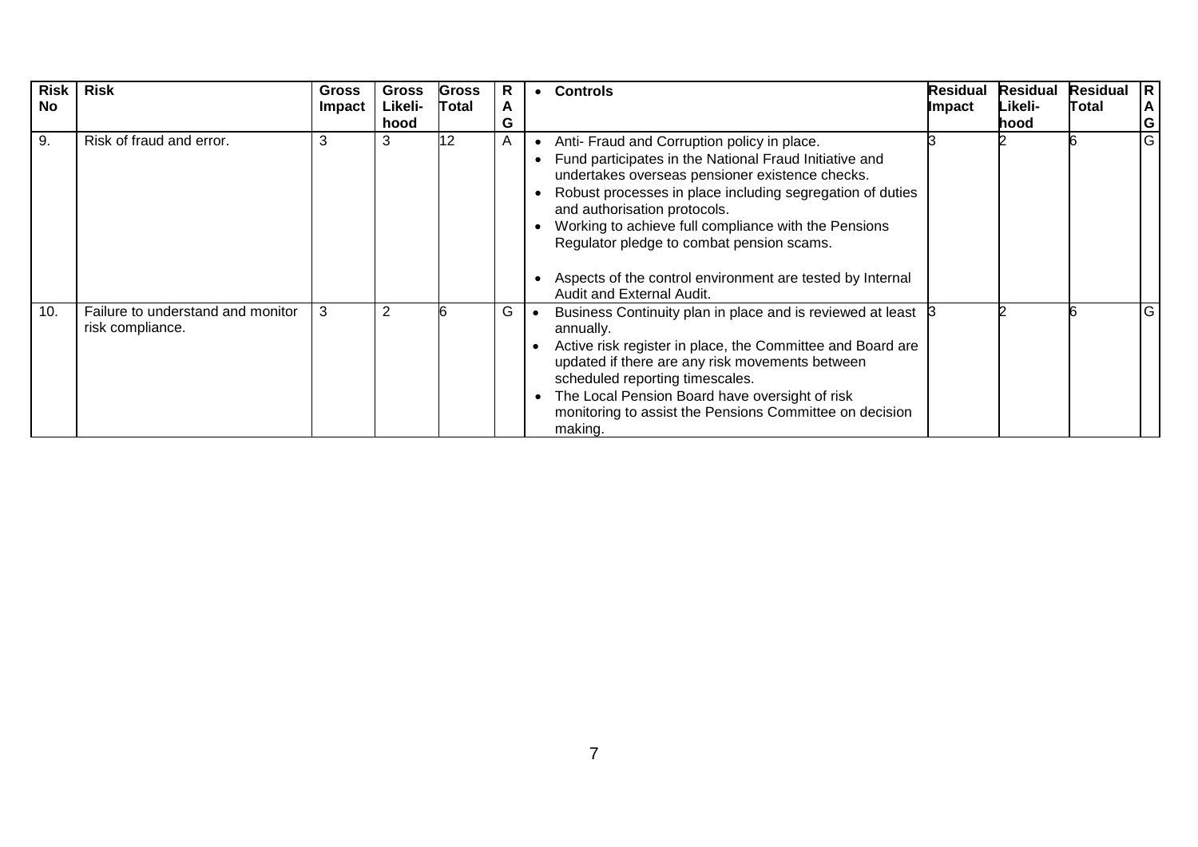| Risk No | Risk | Gross Impact | Gross Likeli-hood | Gross Total | RAG | Controls | Residual Impact | Residual Likeli-hood | Residual Total | RAG |
|---|---|---|---|---|---|---|---|---|---|---|
| 9. | Risk of fraud and error. | 3 | 3 | 12 | A | • Anti- Fraud and Corruption policy in place.<br>• Fund participates in the National Fraud Initiative and undertakes overseas pensioner existence checks.<br>• Robust processes in place including segregation of duties and authorisation protocols.<br>• Working to achieve full compliance with the Pensions Regulator pledge to combat pension scams.<br>• Aspects of the control environment are tested by Internal Audit and External Audit. | 3 | 2 | 6 | G |
| 10. | Failure to understand and monitor risk compliance. | 3 | 2 | 6 | G | • Business Continuity plan in place and is reviewed at least annually.<br>• Active risk register in place, the Committee and Board are updated if there are any risk movements between scheduled reporting timescales.<br>• The Local Pension Board have oversight of risk monitoring to assist the Pensions Committee on decision making. | 3 | 2 | 6 | G |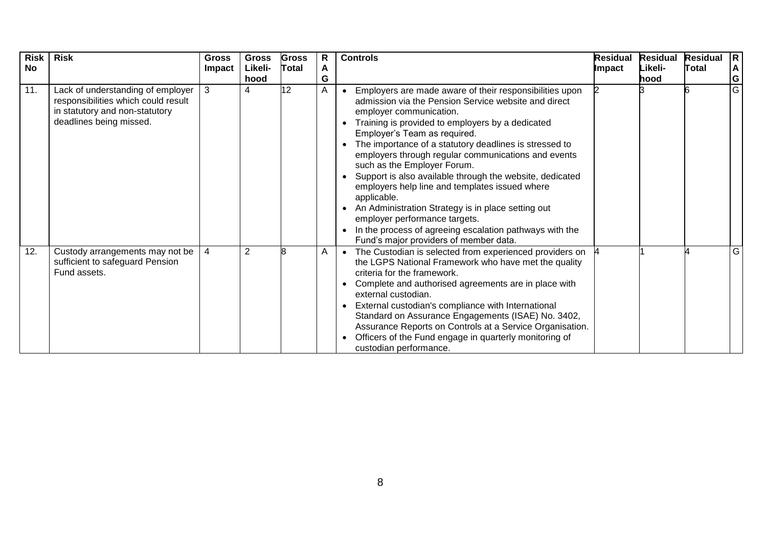| Risk No | Risk | Gross Impact | Gross Likeli-hood | Gross Total | RAG | Controls | Residual Impact | Residual Likeli-hood | Residual Total | RAG |
|---|---|---|---|---|---|---|---|---|---|---|
| 11. | Lack of understanding of employer responsibilities which could result in statutory and non-statutory deadlines being missed. | 3 | 4 | 12 | A | • Employers are made aware of their responsibilities upon admission via the Pension Service website and direct employer communication.<br>• Training is provided to employers by a dedicated Employer's Team as required.<br>• The importance of a statutory deadlines is stressed to employers through regular communications and events such as the Employer Forum.<br>• Support is also available through the website, dedicated employers help line and templates issued where applicable.<br>• An Administration Strategy is in place setting out employer performance targets.<br>• In the process of agreeing escalation pathways with the Fund's major providers of member data. | 2 | 3 | 6 | G |
| 12. | Custody arrangements may not be sufficient to safeguard Pension Fund assets. | 4 | 2 | 8 | A | • The Custodian is selected from experienced providers on the LGPS National Framework who have met the quality criteria for the framework.<br>• Complete and authorised agreements are in place with external custodian.<br>• External custodian's compliance with International Standard on Assurance Engagements (ISAE) No. 3402, Assurance Reports on Controls at a Service Organisation.<br>• Officers of the Fund engage in quarterly monitoring of custodian performance. | 4 | 1 | 4 | G |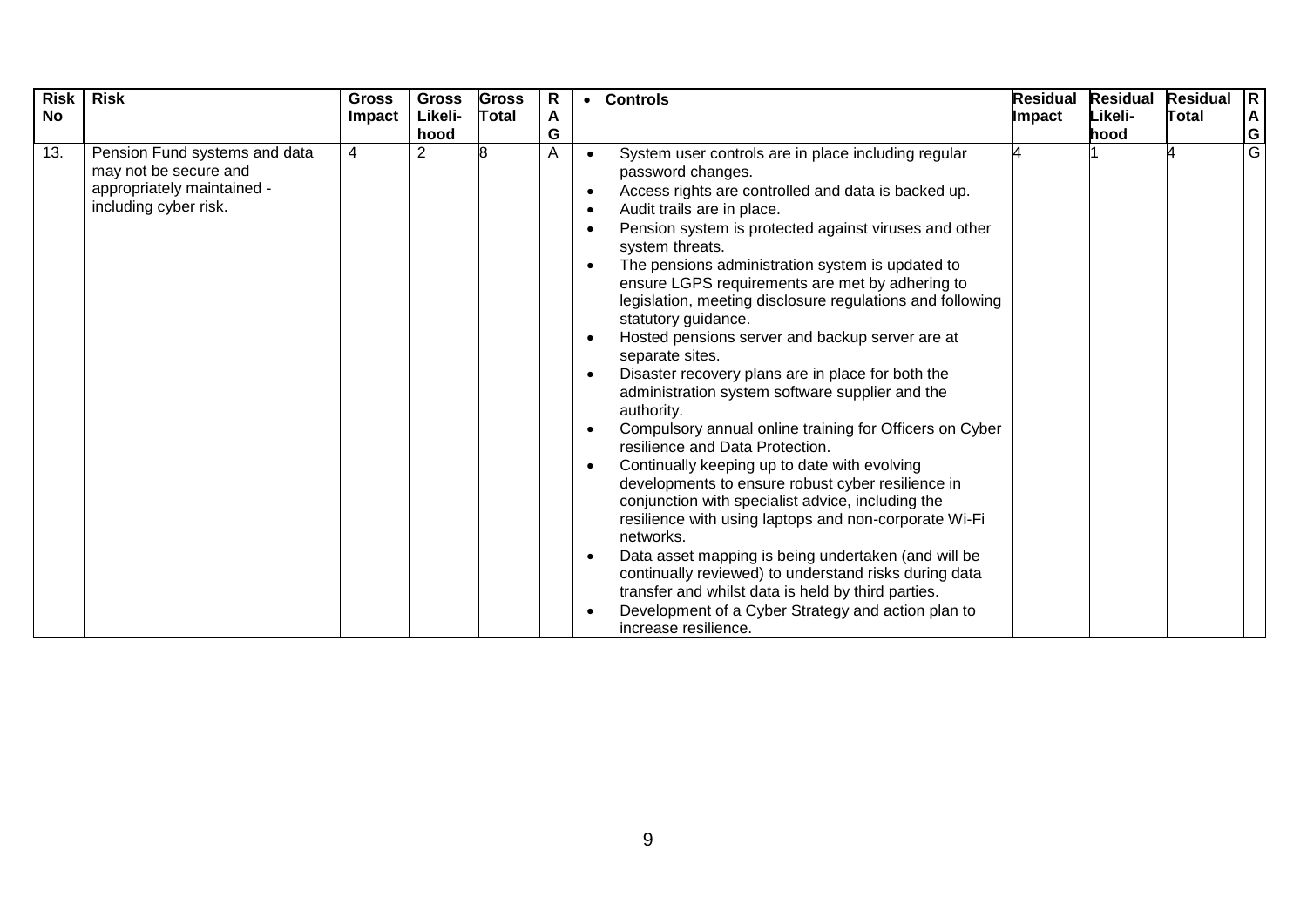| Risk No | Risk | Gross Impact | Gross Likeli-hood | Gross Total | RAG | • Controls | Residual Impact | Residual Likeli-hood | Residual Total | RAG |
|---|---|---|---|---|---|---|---|---|---|---|
| 13. | Pension Fund systems and data may not be secure and appropriately maintained - including cyber risk. | 4 | 2 | 8 | A | • System user controls are in place including regular password changes.<br>• Access rights are controlled and data is backed up.<br>• Audit trails are in place.<br>• Pension system is protected against viruses and other system threats.<br>• The pensions administration system is updated to ensure LGPS requirements are met by adhering to legislation, meeting disclosure regulations and following statutory guidance.<br>• Hosted pensions server and backup server are at separate sites.<br>• Disaster recovery plans are in place for both the administration system software supplier and the authority.<br>• Compulsory annual online training for Officers on Cyber resilience and Data Protection.<br>• Continually keeping up to date with evolving developments to ensure robust cyber resilience in conjunction with specialist advice, including the resilience with using laptops and non-corporate Wi-Fi networks.<br>• Data asset mapping is being undertaken (and will be continually reviewed) to understand risks during data transfer and whilst data is held by third parties.<br>• Development of a Cyber Strategy and action plan to increase resilience. | 4 | 1 | 4 | G |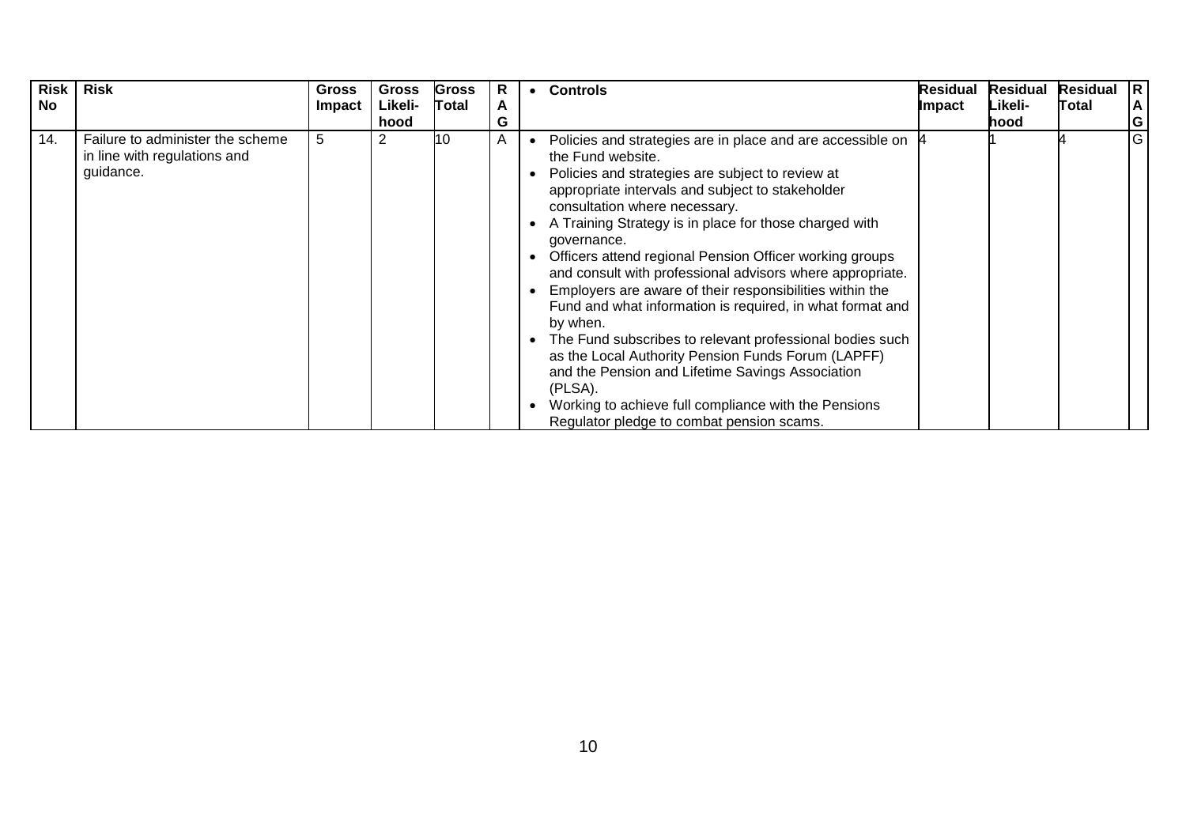| Risk No | Risk | Gross Impact | Gross Likeli-hood | Gross Total | RAG | • Controls | Residual Impact | Residual Likeli-hood | Residual Total | RAG |
|---|---|---|---|---|---|---|---|---|---|---|
| 14. | Failure to administer the scheme in line with regulations and guidance. | 5 | 2 | 10 | A | • Policies and strategies are in place and are accessible on the Fund website.<br>• Policies and strategies are subject to review at appropriate intervals and subject to stakeholder consultation where necessary.<br>• A Training Strategy is in place for those charged with governance.<br>• Officers attend regional Pension Officer working groups and consult with professional advisors where appropriate.<br>• Employers are aware of their responsibilities within the Fund and what information is required, in what format and by when.<br>• The Fund subscribes to relevant professional bodies such as the Local Authority Pension Funds Forum (LAPFF) and the Pension and Lifetime Savings Association (PLSA).<br>• Working to achieve full compliance with the Pensions Regulator pledge to combat pension scams. | 4 | 1 | 4 | G |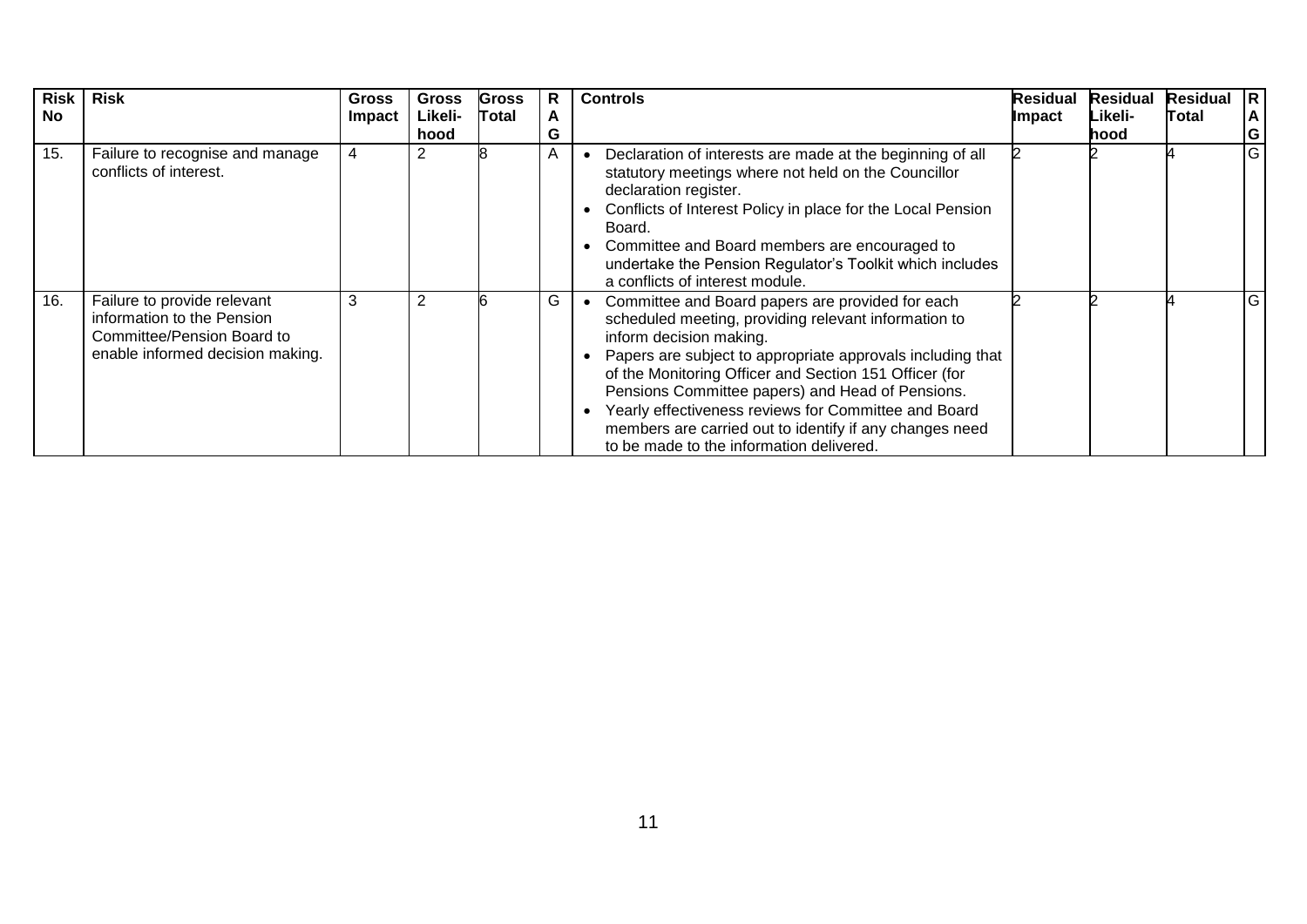| Risk No | Risk | Gross Impact | Gross Likeli-hood | Gross Total | RAG | Controls | Residual Impact | Residual Likeli-hood | Residual Total | RAG |
|---|---|---|---|---|---|---|---|---|---|---|
| 15. | Failure to recognise and manage conflicts of interest. | 4 | 2 | 8 | A | • Declaration of interests are made at the beginning of all statutory meetings where not held on the Councillor declaration register.<br>• Conflicts of Interest Policy in place for the Local Pension Board.<br>• Committee and Board members are encouraged to undertake the Pension Regulator's Toolkit which includes a conflicts of interest module. | 2 | 2 | 4 | G |
| 16. | Failure to provide relevant information to the Pension Committee/Pension Board to enable informed decision making. | 3 | 2 | 6 | G | • Committee and Board papers are provided for each scheduled meeting, providing relevant information to inform decision making.<br>• Papers are subject to appropriate approvals including that of the Monitoring Officer and Section 151 Officer (for Pensions Committee papers) and Head of Pensions.<br>• Yearly effectiveness reviews for Committee and Board members are carried out to identify if any changes need to be made to the information delivered. | 2 | 2 | 4 | G |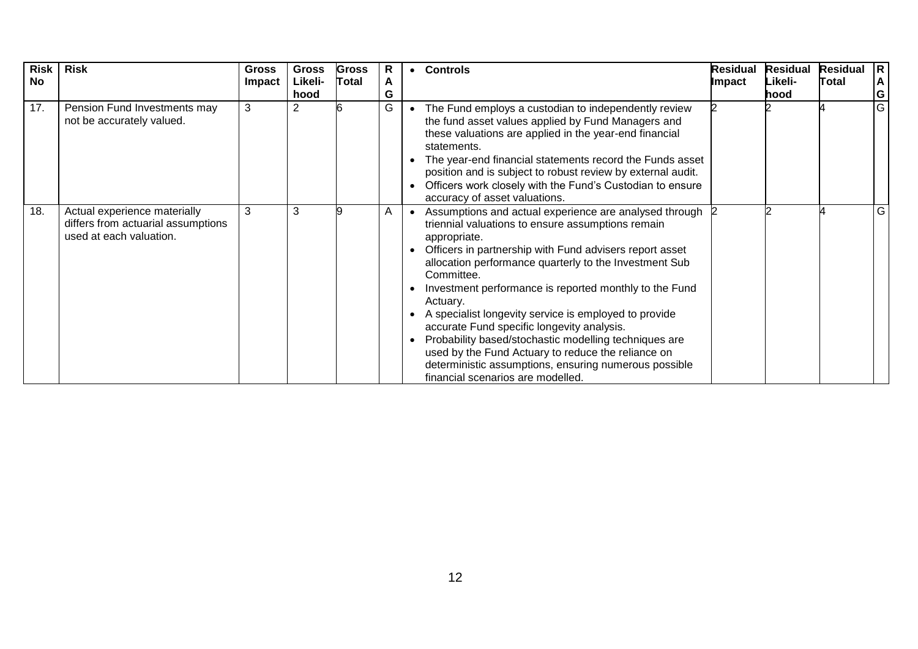| Risk No | Risk | Gross Impact | Gross Likeli-hood | Gross Total | RAG | • Controls | Residual Impact | Residual Likeli-hood | Residual Total | RAG |
|---|---|---|---|---|---|---|---|---|---|---|
| 17. | Pension Fund Investments may not be accurately valued. | 3 | 2 | 6 | G | • The Fund employs a custodian to independently review the fund asset values applied by Fund Managers and these valuations are applied in the year-end financial statements.<br>• The year-end financial statements record the Funds asset position and is subject to robust review by external audit.<br>• Officers work closely with the Fund's Custodian to ensure accuracy of asset valuations. | 2 | 2 | 4 | G |
| 18. | Actual experience materially differs from actuarial assumptions used at each valuation. | 3 | 3 | 9 | A | • Assumptions and actual experience are analysed through triennial valuations to ensure assumptions remain appropriate.<br>• Officers in partnership with Fund advisers report asset allocation performance quarterly to the Investment Sub Committee.<br>• Investment performance is reported monthly to the Fund Actuary.<br>• A specialist longevity service is employed to provide accurate Fund specific longevity analysis.<br>• Probability based/stochastic modelling techniques are used by the Fund Actuary to reduce the reliance on deterministic assumptions, ensuring numerous possible financial scenarios are modelled. | 2 | 2 | 4 | G |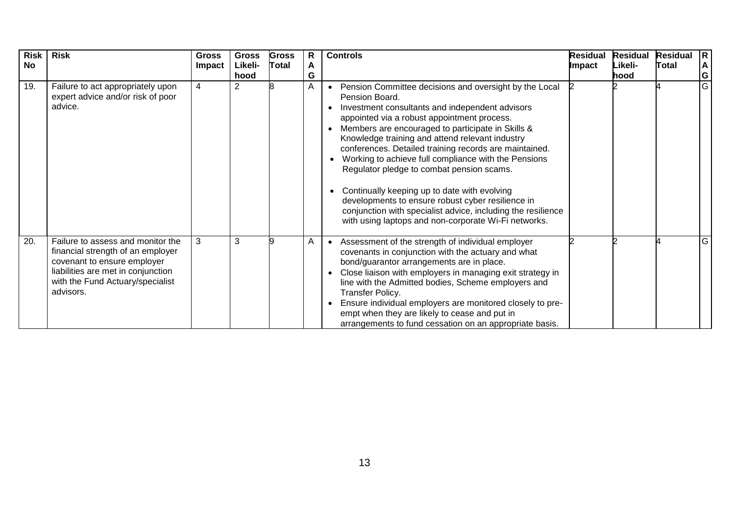| Risk No | Risk | Gross Impact | Gross Likeli-hood | Gross Total | RAG | Controls | Residual Impact | Residual Likeli-hood | Residual Total | RAG |
|---|---|---|---|---|---|---|---|---|---|---|
| 19. | Failure to act appropriately upon expert advice and/or risk of poor advice. | 4 | 2 | 8 | A | • Pension Committee decisions and oversight by the Local Pension Board.<br>• Investment consultants and independent advisors appointed via a robust appointment process.<br>• Members are encouraged to participate in Skills & Knowledge training and attend relevant industry conferences. Detailed training records are maintained.<br>• Working to achieve full compliance with the Pensions Regulator pledge to combat pension scams.<br>• Continually keeping up to date with evolving developments to ensure robust cyber resilience in conjunction with specialist advice, including the resilience with using laptops and non-corporate Wi-Fi networks. | 2 | 2 | 4 | G |
| 20. | Failure to assess and monitor the financial strength of an employer covenant to ensure employer liabilities are met in conjunction with the Fund Actuary/specialist advisors. | 3 | 3 | 9 | A | • Assessment of the strength of individual employer covenants in conjunction with the actuary and what bond/guarantor arrangements are in place.<br>• Close liaison with employers in managing exit strategy in line with the Admitted bodies, Scheme employers and Transfer Policy.<br>• Ensure individual employers are monitored closely to pre-empt when they are likely to cease and put in arrangements to fund cessation on an appropriate basis. | 2 | 2 | 4 | G |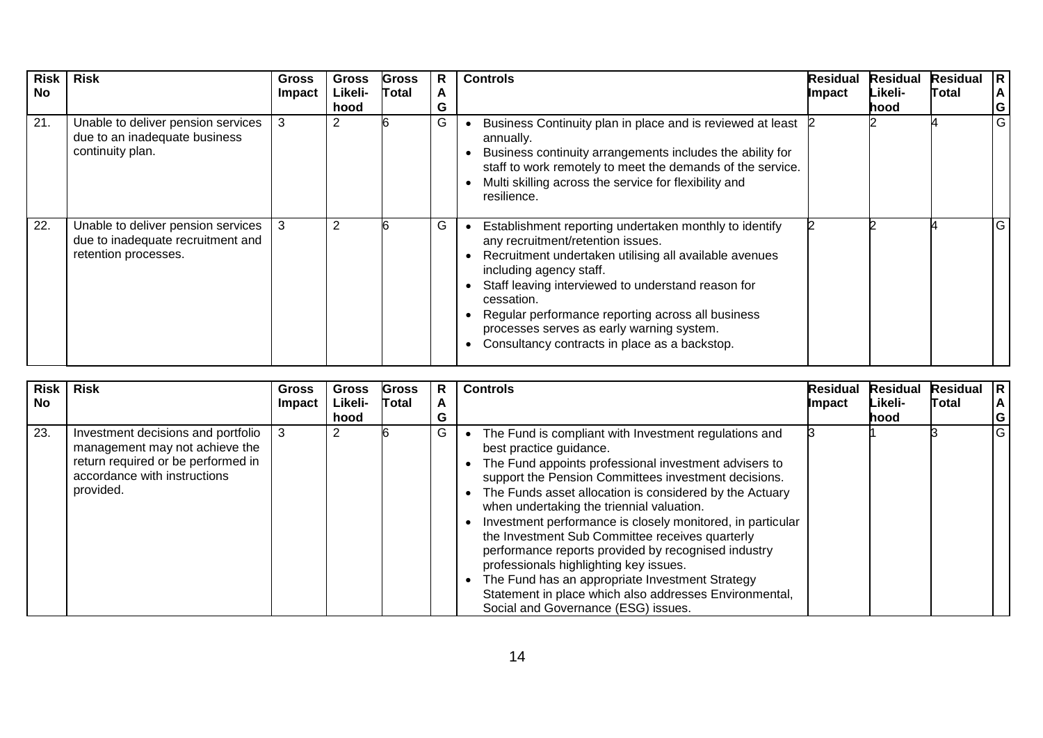| Risk No | Risk | Gross Impact | Gross Likeli-hood | Gross Total | RAG | Controls | Residual Impact | Residual Likeli-hood | Residual Total | RAG |
|---|---|---|---|---|---|---|---|---|---|---|
| 21. | Unable to deliver pension services due to an inadequate business continuity plan. | 3 | 2 | 6 | G | • Business Continuity plan in place and is reviewed at least annually.<br>• Business continuity arrangements includes the ability for staff to work remotely to meet the demands of the service.<br>• Multi skilling across the service for flexibility and resilience. | 2 | 2 | 4 | G |
| 22. | Unable to deliver pension services due to inadequate recruitment and retention processes. | 3 | 2 | 6 | G | • Establishment reporting undertaken monthly to identify any recruitment/retention issues.<br>• Recruitment undertaken utilising all available avenues including agency staff.<br>• Staff leaving interviewed to understand reason for cessation.<br>• Regular performance reporting across all business processes serves as early warning system.<br>• Consultancy contracts in place as a backstop. | 2 | 2 | 4 | G |

| Risk No | Risk | Gross Impact | Gross Likeli-hood | Gross Total | RAG | Controls | Residual Impact | Residual Likeli-hood | Residual Total | RAG |
|---|---|---|---|---|---|---|---|---|---|---|
| 23. | Investment decisions and portfolio management may not achieve the return required or be performed in accordance with instructions provided. | 3 | 2 | 6 | G | • The Fund is compliant with Investment regulations and best practice guidance.<br>• The Fund appoints professional investment advisers to support the Pension Committees investment decisions.<br>• The Funds asset allocation is considered by the Actuary when undertaking the triennial valuation.<br>• Investment performance is closely monitored, in particular the Investment Sub Committee receives quarterly performance reports provided by recognised industry professionals highlighting key issues.<br>• The Fund has an appropriate Investment Strategy Statement in place which also addresses Environmental, Social and Governance (ESG) issues. | 3 | 1 | 3 | G |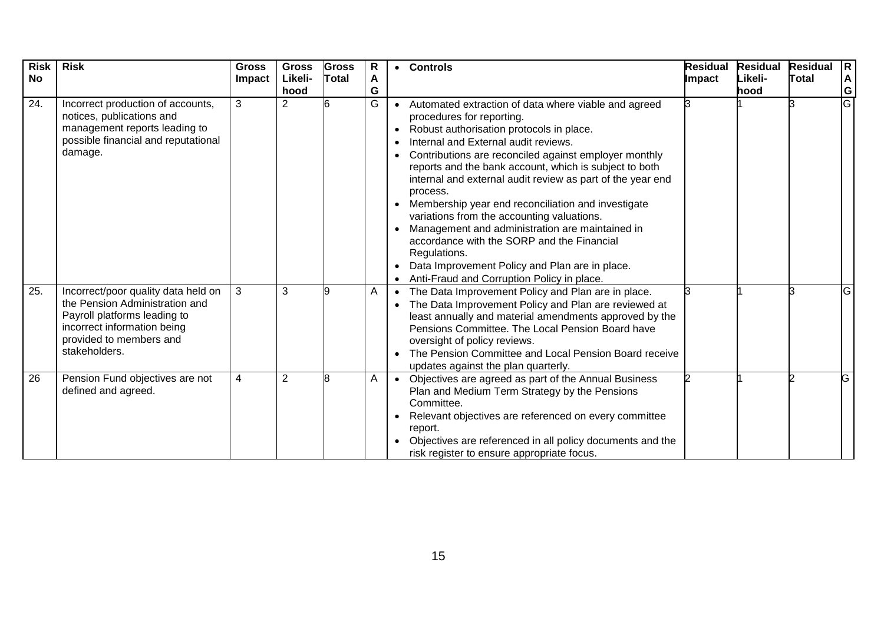| Risk No | Risk | Gross Impact | Gross Likeli-hood | Gross Total | RAG | • Controls | Residual Impact | Residual Likeli-hood | Residual Total | RAG |
|---|---|---|---|---|---|---|---|---|---|---|
| 24. | Incorrect production of accounts, notices, publications and management reports leading to possible financial and reputational damage. | 3 | 2 | 6 | G | • Automated extraction of data where viable and agreed procedures for reporting.<br>• Robust authorisation protocols in place.<br>• Internal and External audit reviews.<br>• Contributions are reconciled against employer monthly reports and the bank account, which is subject to both internal and external audit review as part of the year end process.<br>• Membership year end reconciliation and investigate variations from the accounting valuations.<br>• Management and administration are maintained in accordance with the SORP and the Financial Regulations.<br>• Data Improvement Policy and Plan are in place.<br>• Anti-Fraud and Corruption Policy in place. | 3 | 1 | 3 | G |
| 25. | Incorrect/poor quality data held on the Pension Administration and Payroll platforms leading to incorrect information being provided to members and stakeholders. | 3 | 3 | 9 | A | • The Data Improvement Policy and Plan are in place.<br>• The Data Improvement Policy and Plan are reviewed at least annually and material amendments approved by the Pensions Committee. The Local Pension Board have oversight of policy reviews.<br>• The Pension Committee and Local Pension Board receive updates against the plan quarterly. | 3 | 1 | 3 | G |
| 26 | Pension Fund objectives are not defined and agreed. | 4 | 2 | 8 | A | • Objectives are agreed as part of the Annual Business Plan and Medium Term Strategy by the Pensions Committee.<br>• Relevant objectives are referenced on every committee report.<br>• Objectives are referenced in all policy documents and the risk register to ensure appropriate focus. | 2 | 1 | 2 | G |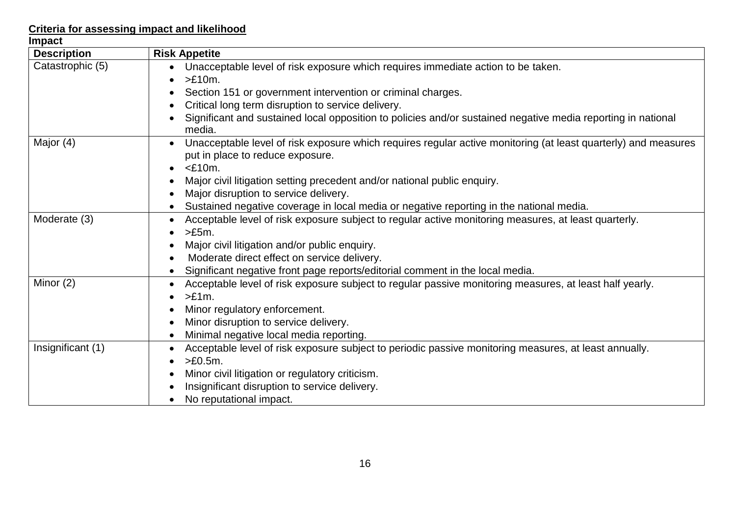**Criteria for assessing impact and likelihood**

**Impact**

| Description | Risk Appetite |
|---|---|
| Catastrophic (5) | • Unacceptable level of risk exposure which requires immediate action to be taken.<br>• >£10m.<br>• Section 151 or government intervention or criminal charges.<br>• Critical long term disruption to service delivery.<br>• Significant and sustained local opposition to policies and/or sustained negative media reporting in national media. |
| Major (4) | • Unacceptable level of risk exposure which requires regular active monitoring (at least quarterly) and measures put in place to reduce exposure.<br>• <£10m.<br>• Major civil litigation setting precedent and/or national public enquiry.<br>• Major disruption to service delivery.<br>• Sustained negative coverage in local media or negative reporting in the national media. |
| Moderate (3) | • Acceptable level of risk exposure subject to regular active monitoring measures, at least quarterly.<br>• >£5m.<br>• Major civil litigation and/or public enquiry.<br>• Moderate direct effect on service delivery.<br>• Significant negative front page reports/editorial comment in the local media. |
| Minor (2) | • Acceptable level of risk exposure subject to regular passive monitoring measures, at least half yearly.<br>• >£1m.<br>• Minor regulatory enforcement.<br>• Minor disruption to service delivery.<br>• Minimal negative local media reporting. |
| Insignificant (1) | • Acceptable level of risk exposure subject to periodic passive monitoring measures, at least annually.<br>• >£0.5m.<br>• Minor civil litigation or regulatory criticism.<br>• Insignificant disruption to service delivery.<br>• No reputational impact. |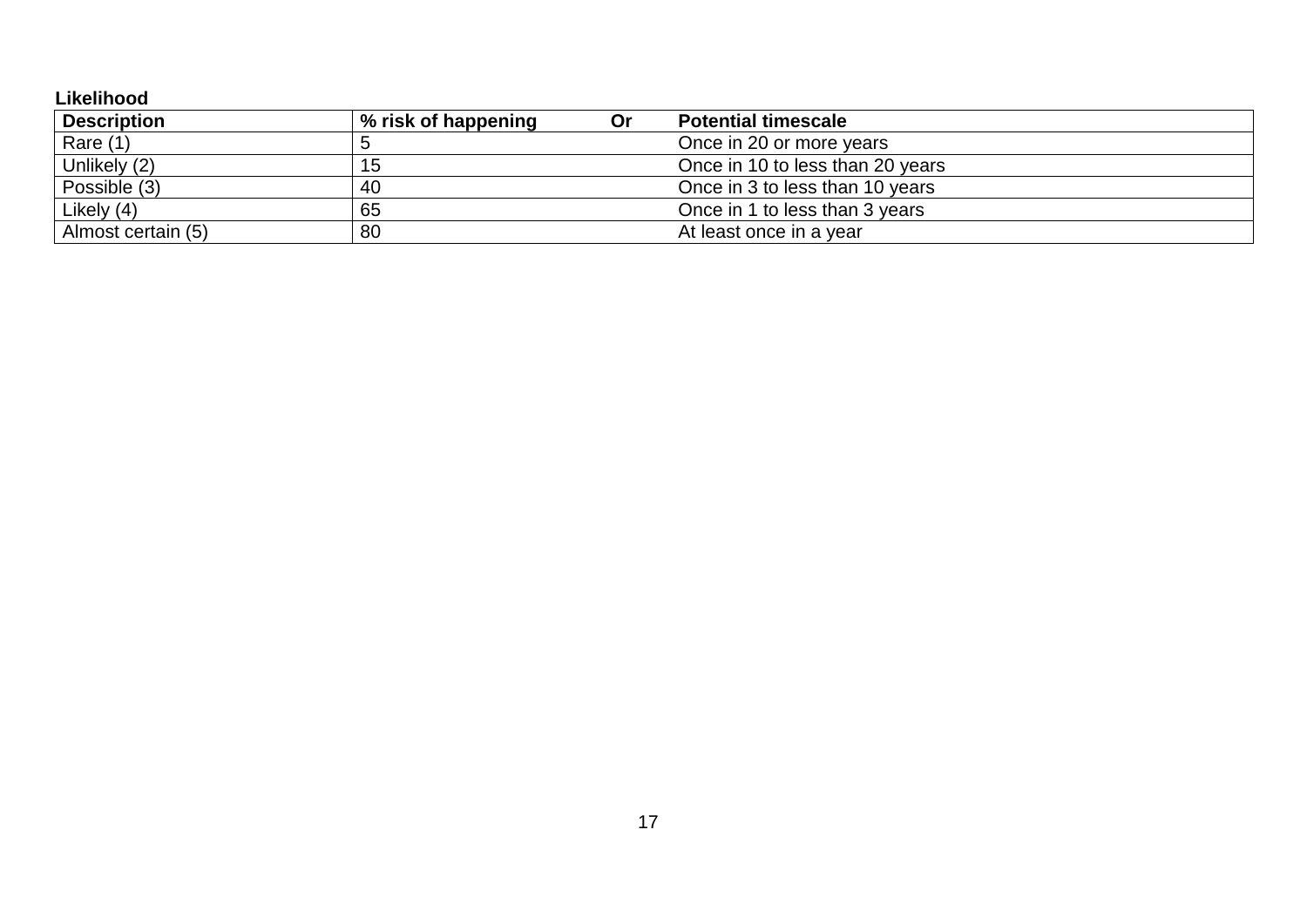**Likelihood**

| Description | % risk of happening | Or | Potential timescale |
|---|---|---|---|
| Rare (1) | 5 | | Once in 20 or more years |
| Unlikely (2) | 15 | | Once in 10 to less than 20 years |
| Possible (3) | 40 | | Once in 3 to less than 10 years |
| Likely (4) | 65 | | Once in 1 to less than 3 years |
| Almost certain (5) | 80 | | At least once in a year |